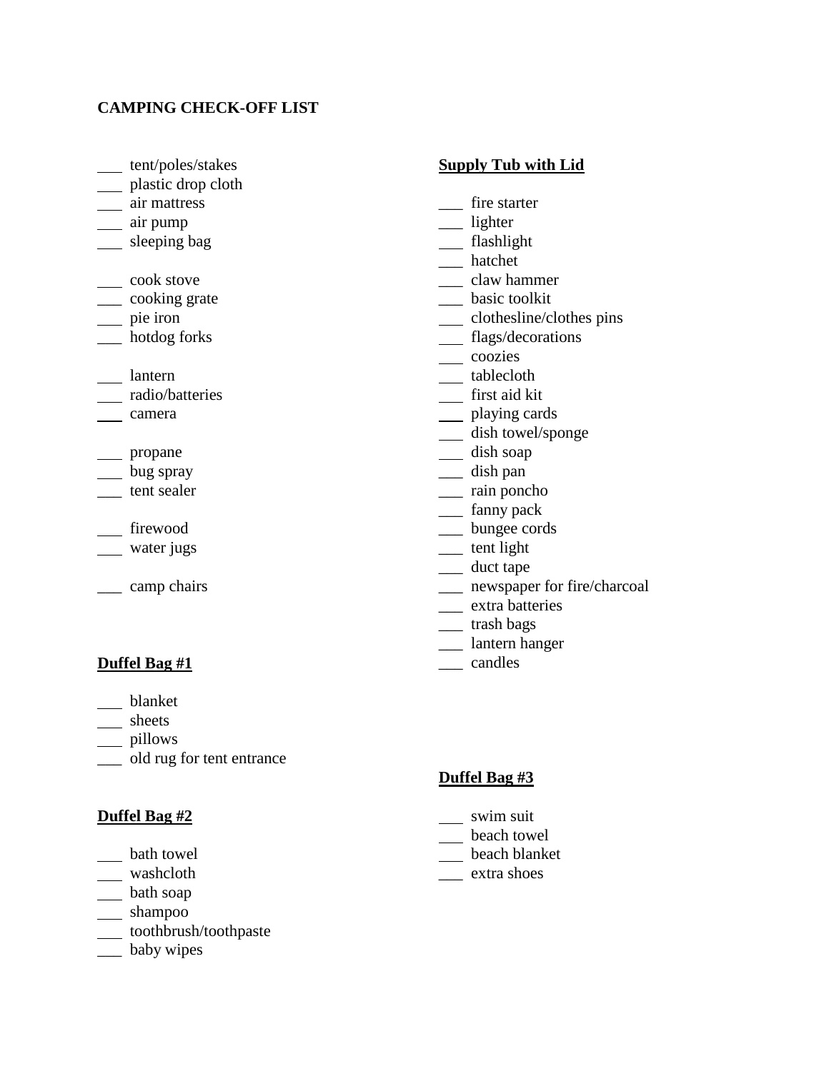# CAMPING CHECK-OFF LIST

___ tent/poles/stakes
___ plastic drop cloth
___ air mattress
___ air pump
___ sleeping bag

___ cook stove
___ cooking grate
___ pie iron
___ hotdog forks

___ lantern
___ radio/batteries
___ camera

___ propane
___ bug spray
___ tent sealer

___ firewood
___ water jugs

___ camp chairs

## Duffel Bag #1

___ blanket
___ sheets
___ pillows
___ old rug for tent entrance

## Duffel Bag #2

___ bath towel
___ washcloth
___ bath soap
___ shampoo
___ toothbrush/toothpaste
___ baby wipes

## Supply Tub with Lid

___ fire starter
___ lighter
___ flashlight
___ hatchet
___ claw hammer
___ basic toolkit
___ clothesline/clothes pins
___ flags/decorations
___ coozies
___ tablecloth
___ first aid kit
___ playing cards
___ dish towel/sponge
___ dish soap
___ dish pan
___ rain poncho
___ fanny pack
___ bungee cords
___ tent light
___ duct tape
___ newspaper for fire/charcoal
___ extra batteries
___ trash bags
___ lantern hanger
___ candles

## Duffel Bag #3

___ swim suit
___ beach towel
___ beach blanket
___ extra shoes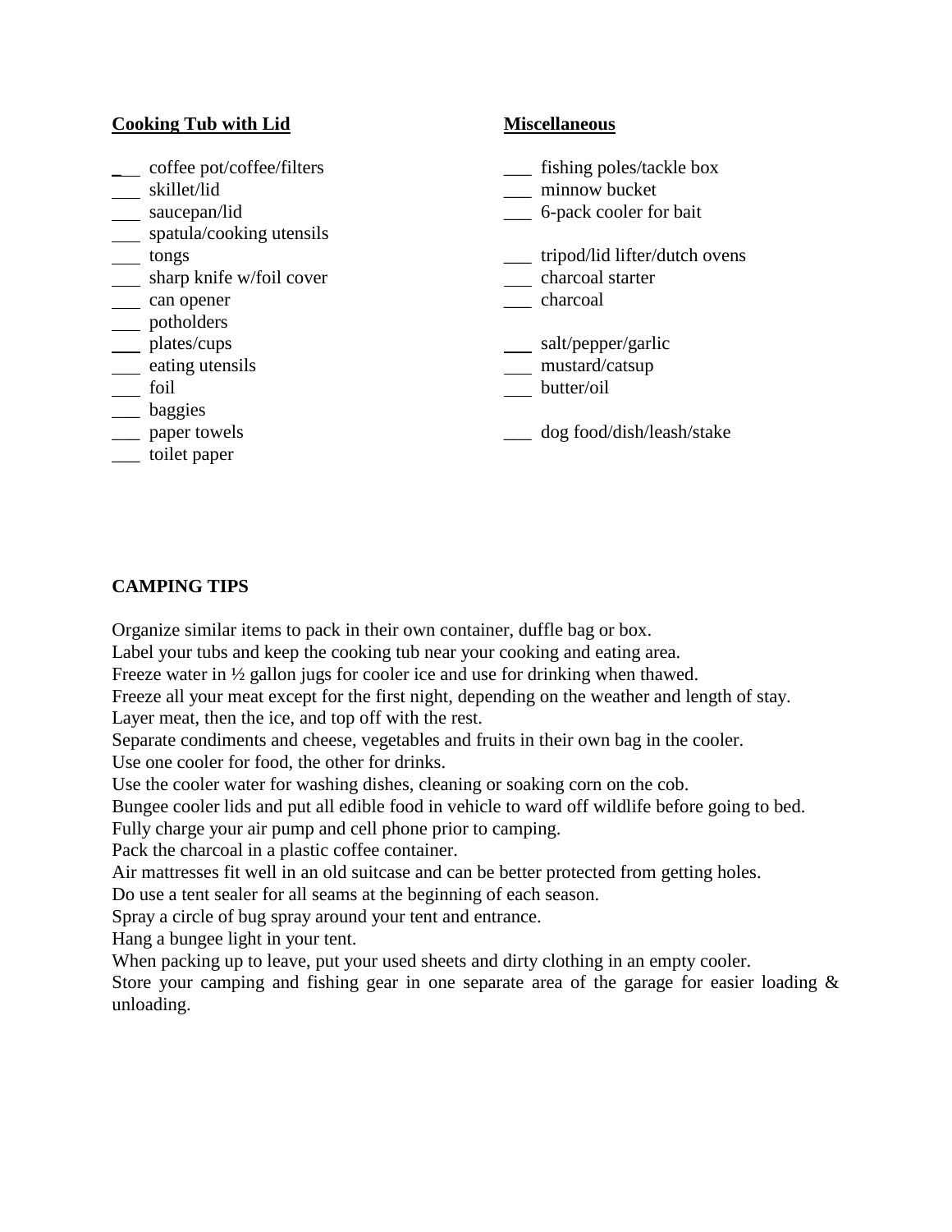**Cooking Tub with Lid**

___ coffee pot/coffee/filters
___ skillet/lid
___ saucepan/lid
___ spatula/cooking utensils
___ tongs
___ sharp knife w/foil cover
___ can opener
___ potholders
___ plates/cups
___ eating utensils
___ foil
___ baggies
___ paper towels
___ toilet paper

**Miscellaneous**

___ fishing poles/tackle box
___ minnow bucket
___ 6-pack cooler for bait

___ tripod/lid lifter/dutch ovens
___ charcoal starter
___ charcoal

___ salt/pepper/garlic
___ mustard/catsup
___ butter/oil

___ dog food/dish/leash/stake

**CAMPING TIPS**

Organize similar items to pack in their own container, duffle bag or box.
Label your tubs and keep the cooking tub near your cooking and eating area.
Freeze water in ½ gallon jugs for cooler ice and use for drinking when thawed.
Freeze all your meat except for the first night, depending on the weather and length of stay.
Layer meat, then the ice, and top off with the rest.
Separate condiments and cheese, vegetables and fruits in their own bag in the cooler.
Use one cooler for food, the other for drinks.
Use the cooler water for washing dishes, cleaning or soaking corn on the cob.
Bungee cooler lids and put all edible food in vehicle to ward off wildlife before going to bed.
Fully charge your air pump and cell phone prior to camping.
Pack the charcoal in a plastic coffee container.
Air mattresses fit well in an old suitcase and can be better protected from getting holes.
Do use a tent sealer for all seams at the beginning of each season.
Spray a circle of bug spray around your tent and entrance.
Hang a bungee light in your tent.
When packing up to leave, put your used sheets and dirty clothing in an empty cooler.
Store your camping and fishing gear in one separate area of the garage for easier loading & unloading.